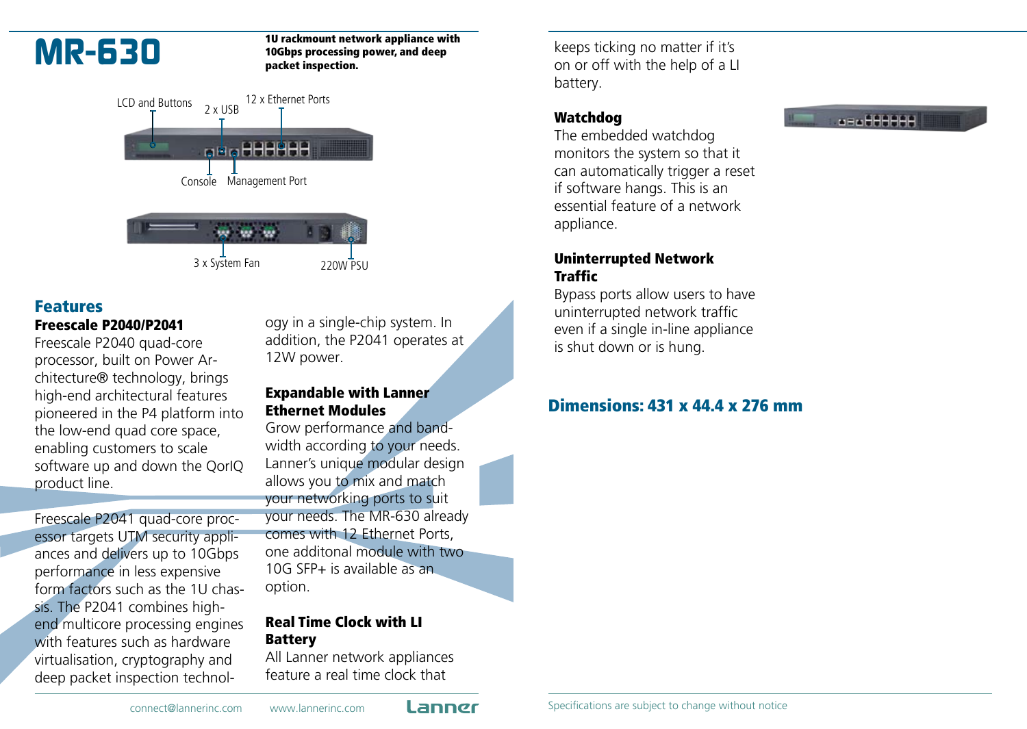# MR-630

**1U rackmount network appliance with 10Gbps processing power, and deep packet inspection.**

LCD and Buttons
2 x USB
12 x Ethernet Ports
Console
Management Port

3 x System Fan
220W PSU

## Features

### Freescale P2040/P2041

Freescale P2040 quad-core processor, built on Power Architecture® technology, brings high-end architectural features pioneered in the P4 platform into the low-end quad core space, enabling customers to scale software up and down the QorIQ product line.

Freescale P2041 quad-core processor targets UTM security appliances and delivers up to 10Gbps performance in less expensive form factors such as the 1U chassis. The P2041 combines high-end multicore processing engines with features such as hardware virtualisation, cryptography and deep packet inspection technology in a single-chip system. In addition, the P2041 operates at 12W power.

### Expandable with Lanner Ethernet Modules

Grow performance and bandwidth according to your needs. Lanner's unique modular design allows you to mix and match your networking ports to suit your needs. The MR-630 already comes with 12 Ethernet Ports, one additonal module with two 10G SFP+ is available as an option.

### Real Time Clock with LI Battery

All Lanner network appliances feature a real time clock that keeps ticking no matter if it's on or off with the help of a LI battery.

### Watchdog

The embedded watchdog monitors the system so that it can automatically trigger a reset if software hangs. This is an essential feature of a network appliance.

### Uninterrupted Network Traffic

Bypass ports allow users to have uninterrupted network traffic even if a single in-line appliance is shut down or is hung.

## Dimensions: 431 x 44.4 x 276 mm

connect@lannerinc.com www.lannerinc.com Lanner

Specifications are subject to change without notice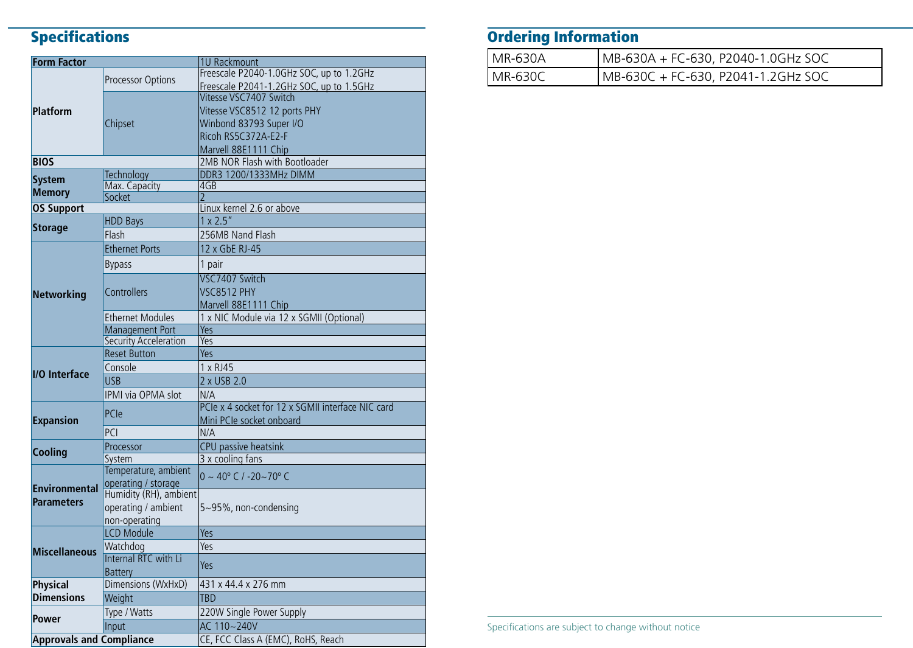## Specifications

| | | |
|---|---|---|
| **Form Factor** | | 1U Rackmount |
| **Platform** | Processor Options | Freescale P2040-1.0GHz SOC, up to 1.2GHz<br>Freescale P2041-1.2GHz SOC, up to 1.5GHz |
| | Chipset | Vitesse VSC7407 Switch<br>Vitesse VSC8512 12 ports PHY<br>Winbond 83793 Super I/O<br>Ricoh RS5C372A-E2-F<br>Marvell 88E1111 Chip |
| **BIOS** | | 2MB NOR Flash with Bootloader |
| **System Memory** | Technology | DDR3 1200/1333MHz DIMM |
| | Max. Capacity | 4GB |
| | Socket | 2 |
| **OS Support** | | Linux kernel 2.6 or above |
| **Storage** | HDD Bays | 1 x 2.5" |
| | Flash | 256MB Nand Flash |
| **Networking** | Ethernet Ports | 12 x GbE RJ-45 |
| | Bypass | 1 pair |
| | Controllers | VSC7407 Switch<br>VSC8512 PHY<br>Marvell 88E1111 Chip |
| | Ethernet Modules | 1 x NIC Module via 12 x SGMII (Optional) |
| | Management Port | Yes |
| | Security Acceleration | Yes |
| **I/O Interface** | Reset Button | Yes |
| | Console | 1 x RJ45 |
| | USB | 2 x USB 2.0 |
| | IPMI via OPMA slot | N/A |
| **Expansion** | PCIe | PCIe x 4 socket for 12 x SGMII interface NIC card<br>Mini PCIe socket onboard |
| | PCI | N/A |
| **Cooling** | Processor | CPU passive heatsink |
| | System | 3 x cooling fans |
| **Environmental Parameters** | Temperature, ambient operating / storage | 0 ~ 40° C / -20~70° C |
| | Humidity (RH), ambient operating / ambient non-operating | 5~95%, non-condensing |
| **Miscellaneous** | LCD Module | Yes |
| | Watchdog | Yes |
| | Internal RTC with Li Battery | Yes |
| **Physical Dimensions** | Dimensions (WxHxD) | 431 x 44.4 x 276 mm |
| | Weight | TBD |
| **Power** | Type / Watts | 220W Single Power Supply |
| | Input | AC 110~240V |
| **Approvals and Compliance** | | CE, FCC Class A (EMC), RoHS, Reach |

## Ordering Information

| | |
|---|---|
| MR-630A | MB-630A + FC-630, P2040-1.0GHz SOC |
| MR-630C | MB-630C + FC-630, P2041-1.2GHz SOC |

Specifications are subject to change without notice